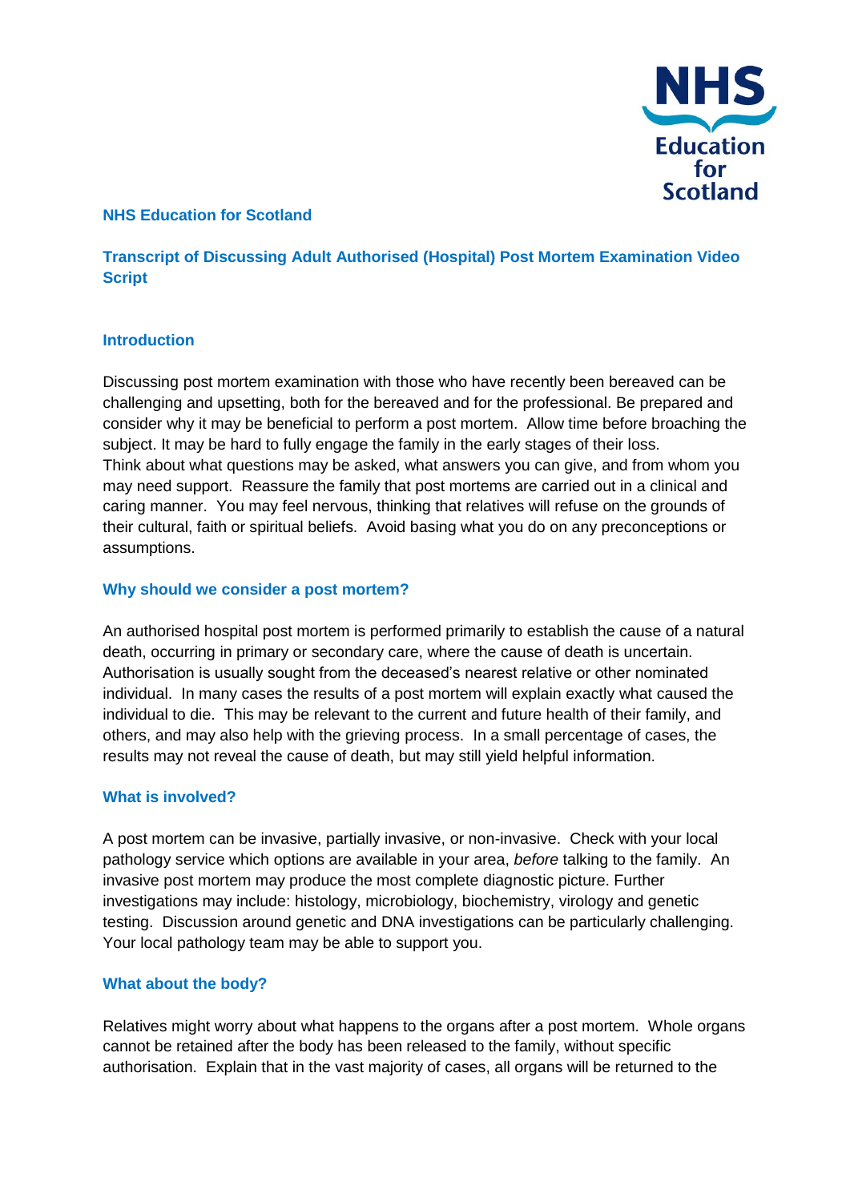**NHS Education for Scotland**

# Transcript of Discussing Adult Authorised (Hospital) Post Mortem Examination Video Script

## Introduction

Discussing post mortem examination with those who have recently been bereaved can be challenging and upsetting, both for the bereaved and for the professional. Be prepared and consider why it may be beneficial to perform a post mortem. Allow time before broaching the subject. It may be hard to fully engage the family in the early stages of their loss. Think about what questions may be asked, what answers you can give, and from whom you may need support. Reassure the family that post mortems are carried out in a clinical and caring manner. You may feel nervous, thinking that relatives will refuse on the grounds of their cultural, faith or spiritual beliefs. Avoid basing what you do on any preconceptions or assumptions.

## Why should we consider a post mortem?

An authorised hospital post mortem is performed primarily to establish the cause of a natural death, occurring in primary or secondary care, where the cause of death is uncertain. Authorisation is usually sought from the deceased's nearest relative or other nominated individual. In many cases the results of a post mortem will explain exactly what caused the individual to die. This may be relevant to the current and future health of their family, and others, and may also help with the grieving process. In a small percentage of cases, the results may not reveal the cause of death, but may still yield helpful information.

## What is involved?

A post mortem can be invasive, partially invasive, or non-invasive. Check with your local pathology service which options are available in your area, *before* talking to the family. An invasive post mortem may produce the most complete diagnostic picture. Further investigations may include: histology, microbiology, biochemistry, virology and genetic testing. Discussion around genetic and DNA investigations can be particularly challenging. Your local pathology team may be able to support you.

## What about the body?

Relatives might worry about what happens to the organs after a post mortem. Whole organs cannot be retained after the body has been released to the family, without specific authorisation. Explain that in the vast majority of cases, all organs will be returned to the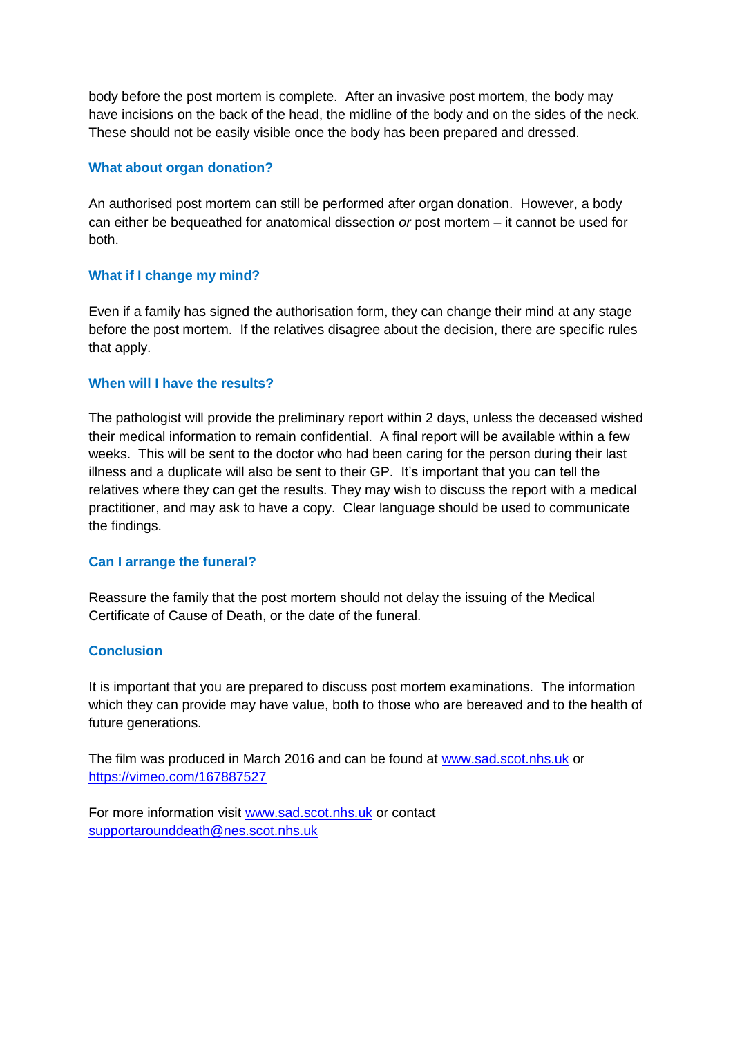body before the post mortem is complete. After an invasive post mortem, the body may have incisions on the back of the head, the midline of the body and on the sides of the neck. These should not be easily visible once the body has been prepared and dressed.

## What about organ donation?

An authorised post mortem can still be performed after organ donation. However, a body can either be bequeathed for anatomical dissection *or* post mortem – it cannot be used for both.

## What if I change my mind?

Even if a family has signed the authorisation form, they can change their mind at any stage before the post mortem. If the relatives disagree about the decision, there are specific rules that apply.

## When will I have the results?

The pathologist will provide the preliminary report within 2 days, unless the deceased wished their medical information to remain confidential. A final report will be available within a few weeks. This will be sent to the doctor who had been caring for the person during their last illness and a duplicate will also be sent to their GP. It's important that you can tell the relatives where they can get the results. They may wish to discuss the report with a medical practitioner, and may ask to have a copy. Clear language should be used to communicate the findings.

## Can I arrange the funeral?

Reassure the family that the post mortem should not delay the issuing of the Medical Certificate of Cause of Death, or the date of the funeral.

## Conclusion

It is important that you are prepared to discuss post mortem examinations. The information which they can provide may have value, both to those who are bereaved and to the health of future generations.

The film was produced in March 2016 and can be found at [www.sad.scot.nhs.uk](http://www.sad.scot.nhs.uk) or [https://vimeo.com/167887527](https://vimeo.com/167887527)

For more information visit [www.sad.scot.nhs.uk](http://www.sad.scot.nhs.uk) or contact [supportarounddeath@nes.scot.nhs.uk](mailto:supportarounddeath@nes.scot.nhs.uk)